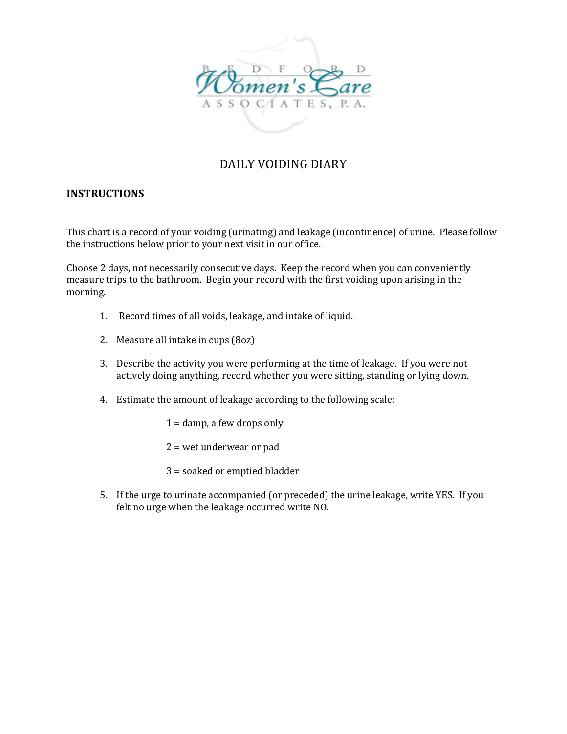BEDFORD Women's Care ASSOCIATES, P.A.

# DAILY VOIDING DIARY

## INSTRUCTIONS

This chart is a record of your voiding (urinating) and leakage (incontinence) of urine. Please follow the instructions below prior to your next visit in our office.

Choose 2 days, not necessarily consecutive days. Keep the record when you can conveniently measure trips to the bathroom. Begin your record with the first voiding upon arising in the morning.

1. Record times of all voids, leakage, and intake of liquid.
2. Measure all intake in cups (8oz)
3. Describe the activity you were performing at the time of leakage. If you were not actively doing anything, record whether you were sitting, standing or lying down.
4. Estimate the amount of leakage according to the following scale:

   1 = damp, a few drops only

   2 = wet underwear or pad

   3 = soaked or emptied bladder

5. If the urge to urinate accompanied (or preceded) the urine leakage, write YES. If you felt no urge when the leakage occurred write NO.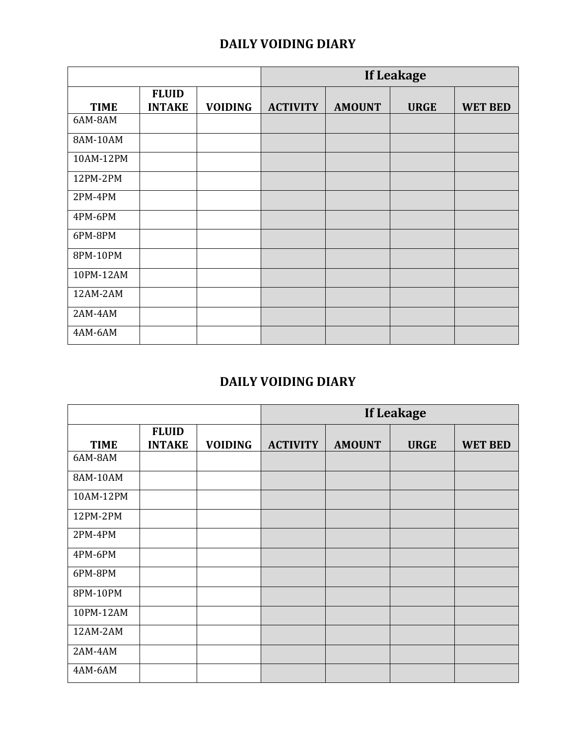## DAILY VOIDING DIARY

| | | | If Leakage | | | |
|---|---|---|---|---|---|---|
| **TIME** | **FLUID INTAKE** | **VOIDING** | **ACTIVITY** | **AMOUNT** | **URGE** | **WET BED** |
| 6AM-8AM | | | | | | |
| 8AM-10AM | | | | | | |
| 10AM-12PM | | | | | | |
| 12PM-2PM | | | | | | |
| 2PM-4PM | | | | | | |
| 4PM-6PM | | | | | | |
| 6PM-8PM | | | | | | |
| 8PM-10PM | | | | | | |
| 10PM-12AM | | | | | | |
| 12AM-2AM | | | | | | |
| 2AM-4AM | | | | | | |
| 4AM-6AM | | | | | | |

## DAILY VOIDING DIARY

| | | | If Leakage | | | |
|---|---|---|---|---|---|---|
| **TIME** | **FLUID INTAKE** | **VOIDING** | **ACTIVITY** | **AMOUNT** | **URGE** | **WET BED** |
| 6AM-8AM | | | | | | |
| 8AM-10AM | | | | | | |
| 10AM-12PM | | | | | | |
| 12PM-2PM | | | | | | |
| 2PM-4PM | | | | | | |
| 4PM-6PM | | | | | | |
| 6PM-8PM | | | | | | |
| 8PM-10PM | | | | | | |
| 10PM-12AM | | | | | | |
| 12AM-2AM | | | | | | |
| 2AM-4AM | | | | | | |
| 4AM-6AM | | | | | | |